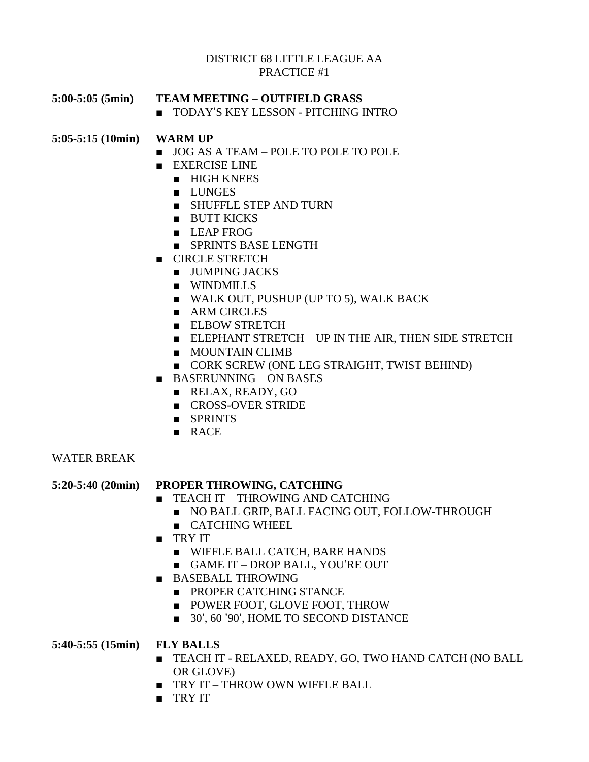DISTRICT 68 LITTLE LEAGUE AA
PRACTICE #1

**5:00-5:05 (5min)** **TEAM MEETING – OUTFIELD GRASS**

- TODAY'S KEY LESSON - PITCHING INTRO

**5:05-5:15 (10min)** **WARM UP**

- JOG AS A TEAM – POLE TO POLE TO POLE
- EXERCISE LINE
  - HIGH KNEES
  - LUNGES
  - SHUFFLE STEP AND TURN
  - BUTT KICKS
  - LEAP FROG
  - SPRINTS BASE LENGTH
- CIRCLE STRETCH
  - JUMPING JACKS
  - WINDMILLS
  - WALK OUT, PUSHUP (UP TO 5), WALK BACK
  - ARM CIRCLES
  - ELBOW STRETCH
  - ELEPHANT STRETCH – UP IN THE AIR, THEN SIDE STRETCH
  - MOUNTAIN CLIMB
  - CORK SCREW (ONE LEG STRAIGHT, TWIST BEHIND)
- BASERUNNING – ON BASES
  - RELAX, READY, GO
  - CROSS-OVER STRIDE
  - SPRINTS
  - RACE

WATER BREAK

**5:20-5:40 (20min)** **PROPER THROWING, CATCHING**

- TEACH IT – THROWING AND CATCHING
  - NO BALL GRIP, BALL FACING OUT, FOLLOW-THROUGH
  - CATCHING WHEEL
- TRY IT
  - WIFFLE BALL CATCH, BARE HANDS
  - GAME IT – DROP BALL, YOU'RE OUT
- BASEBALL THROWING
  - PROPER CATCHING STANCE
  - POWER FOOT, GLOVE FOOT, THROW
  - 30', 60 '90', HOME TO SECOND DISTANCE

**5:40-5:55 (15min)** **FLY BALLS**

- TEACH IT - RELAXED, READY, GO, TWO HAND CATCH (NO BALL OR GLOVE)
- TRY IT – THROW OWN WIFFLE BALL
- TRY IT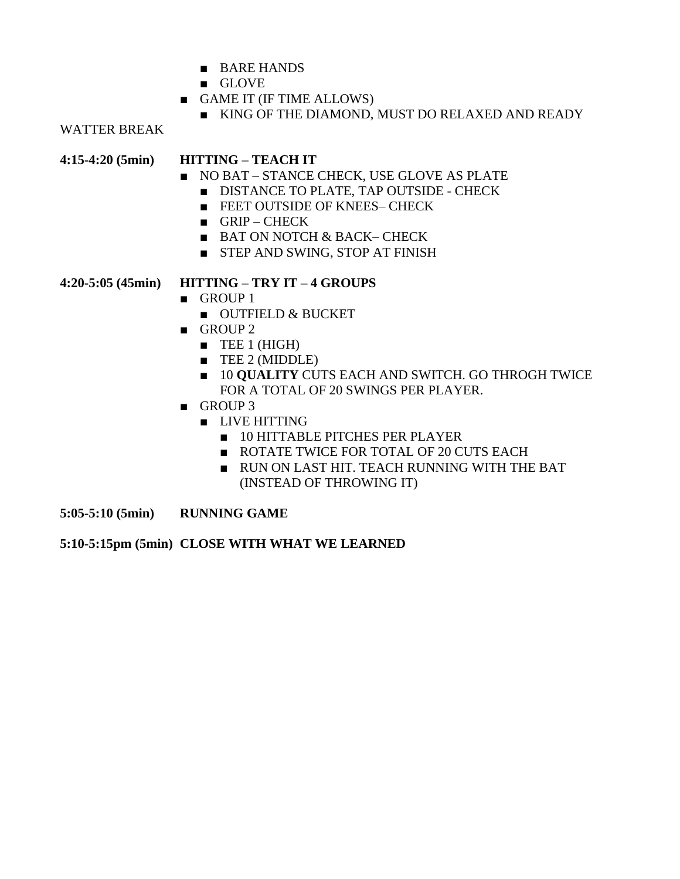- BARE HANDS
  - GLOVE
- GAME IT (IF TIME ALLOWS)
  - KING OF THE DIAMOND, MUST DO RELAXED AND READY

WATTER BREAK

**4:15-4:20 (5min)** **HITTING – TEACH IT**

- NO BAT – STANCE CHECK, USE GLOVE AS PLATE
  - DISTANCE TO PLATE, TAP OUTSIDE - CHECK
  - FEET OUTSIDE OF KNEES– CHECK
  - GRIP – CHECK
  - BAT ON NOTCH & BACK– CHECK
  - STEP AND SWING, STOP AT FINISH

**4:20-5:05 (45min)** **HITTING – TRY IT – 4 GROUPS**

- GROUP 1
  - OUTFIELD & BUCKET
- GROUP 2
  - TEE 1 (HIGH)
  - TEE 2 (MIDDLE)
  - 10 **QUALITY** CUTS EACH AND SWITCH. GO THROGH TWICE FOR A TOTAL OF 20 SWINGS PER PLAYER.
- GROUP 3
  - LIVE HITTING
    - 10 HITTABLE PITCHES PER PLAYER
    - ROTATE TWICE FOR TOTAL OF 20 CUTS EACH
    - RUN ON LAST HIT. TEACH RUNNING WITH THE BAT (INSTEAD OF THROWING IT)

**5:05-5:10 (5min)** **RUNNING GAME**

**5:10-5:15pm (5min)** **CLOSE WITH WHAT WE LEARNED**